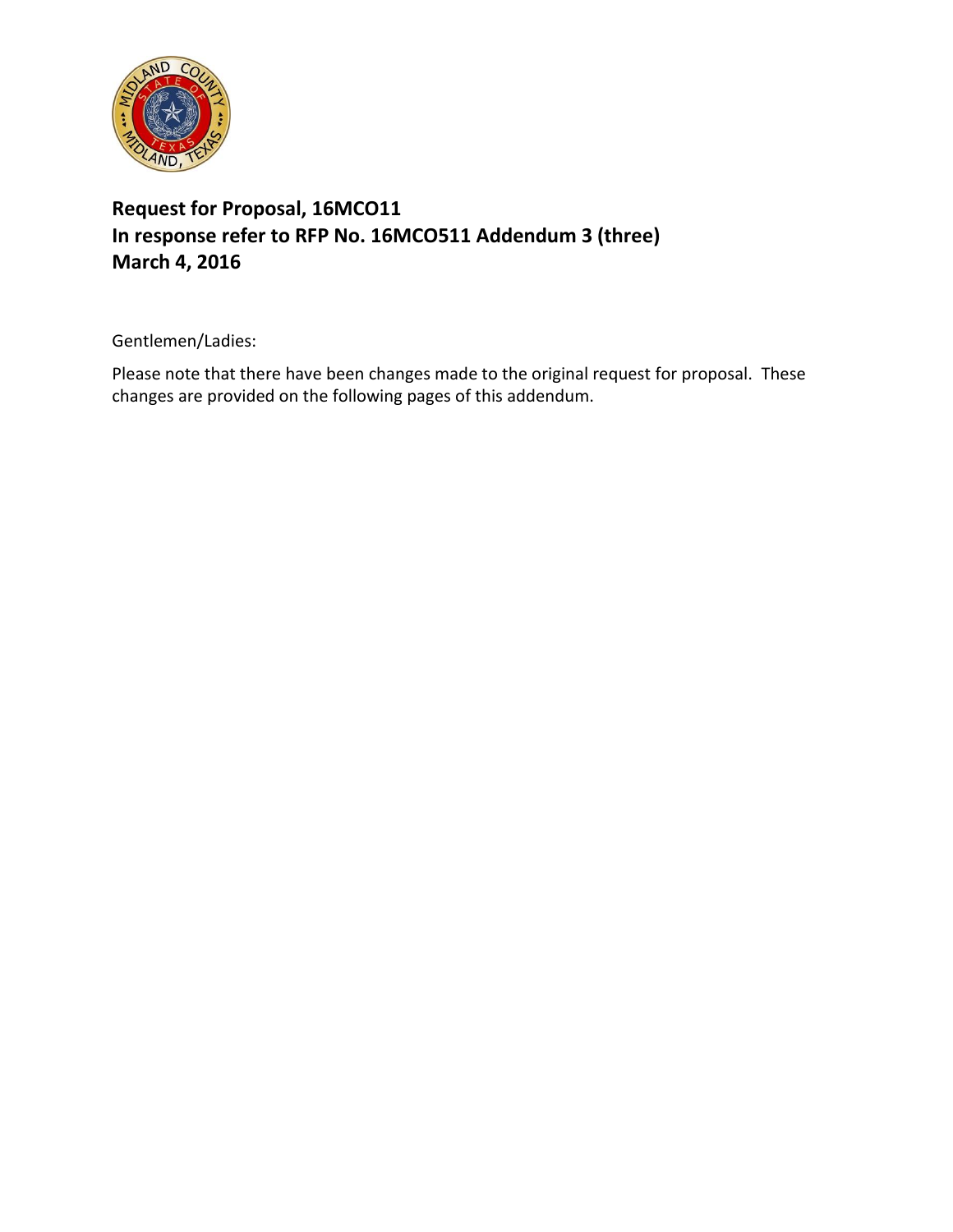**Request for Proposal, 16MCO11**
**In response refer to RFP No. 16MCO511 Addendum 3 (three)**
**March 4, 2016**

Gentlemen/Ladies:

Please note that there have been changes made to the original request for proposal. These changes are provided on the following pages of this addendum.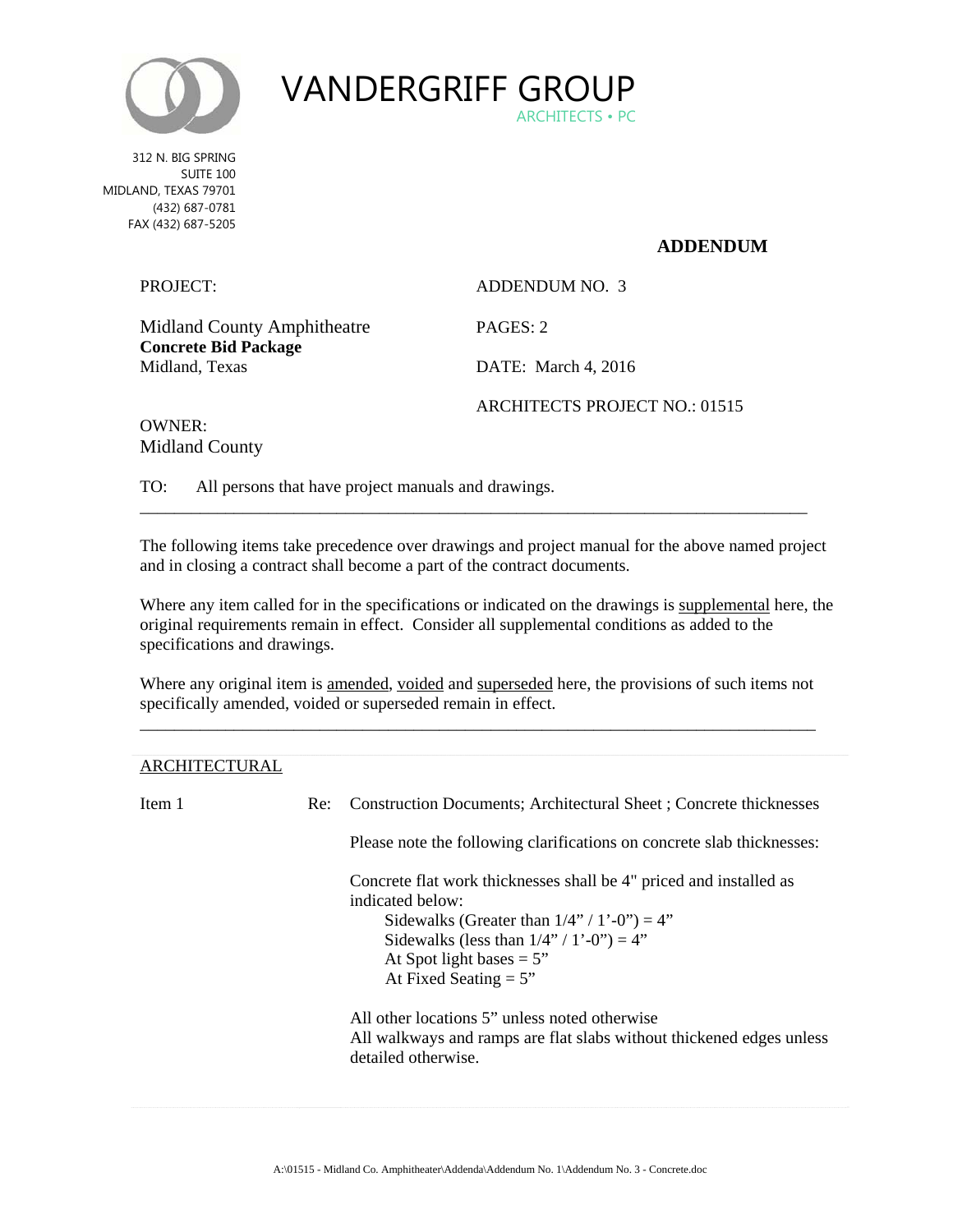# VANDERGRIFF GROUP

ARCHITECTS • PC

312 N. BIG SPRING
SUITE 100
MIDLAND, TEXAS 79701
(432) 687-0781
FAX (432) 687-5205

## ADDENDUM

| | |
|---|---|
| PROJECT: | ADDENDUM NO. 3 |
| Midland County Amphitheatre **Concrete Bid Package** Midland, Texas | PAGES: 2 |
| | DATE: March 4, 2016 |
| | ARCHITECTS PROJECT NO.: 01515 |

OWNER:
Midland County

TO: All persons that have project manuals and drawings.

---

The following items take precedence over drawings and project manual for the above named project and in closing a contract shall become a part of the contract documents.

Where any item called for in the specifications or indicated on the drawings is supplemental here, the original requirements remain in effect. Consider all supplemental conditions as added to the specifications and drawings.

Where any original item is amended, voided and superseded here, the provisions of such items not specifically amended, voided or superseded remain in effect.

---

ARCHITECTURAL

Item 1 Re: Construction Documents; Architectural Sheet ; Concrete thicknesses

Please note the following clarifications on concrete slab thicknesses:

Concrete flat work thicknesses shall be 4" priced and installed as indicated below:

- Sidewalks (Greater than 1/4" / 1'-0") = 4"
- Sidewalks (less than 1/4" / 1'-0") = 4"
- At Spot light bases = 5"
- At Fixed Seating = 5"

All other locations 5" unless noted otherwise
All walkways and ramps are flat slabs without thickened edges unless detailed otherwise.

A:\01515 - Midland Co. Amphitheater\Addenda\Addendum No. 1\Addendum No. 3 - Concrete.doc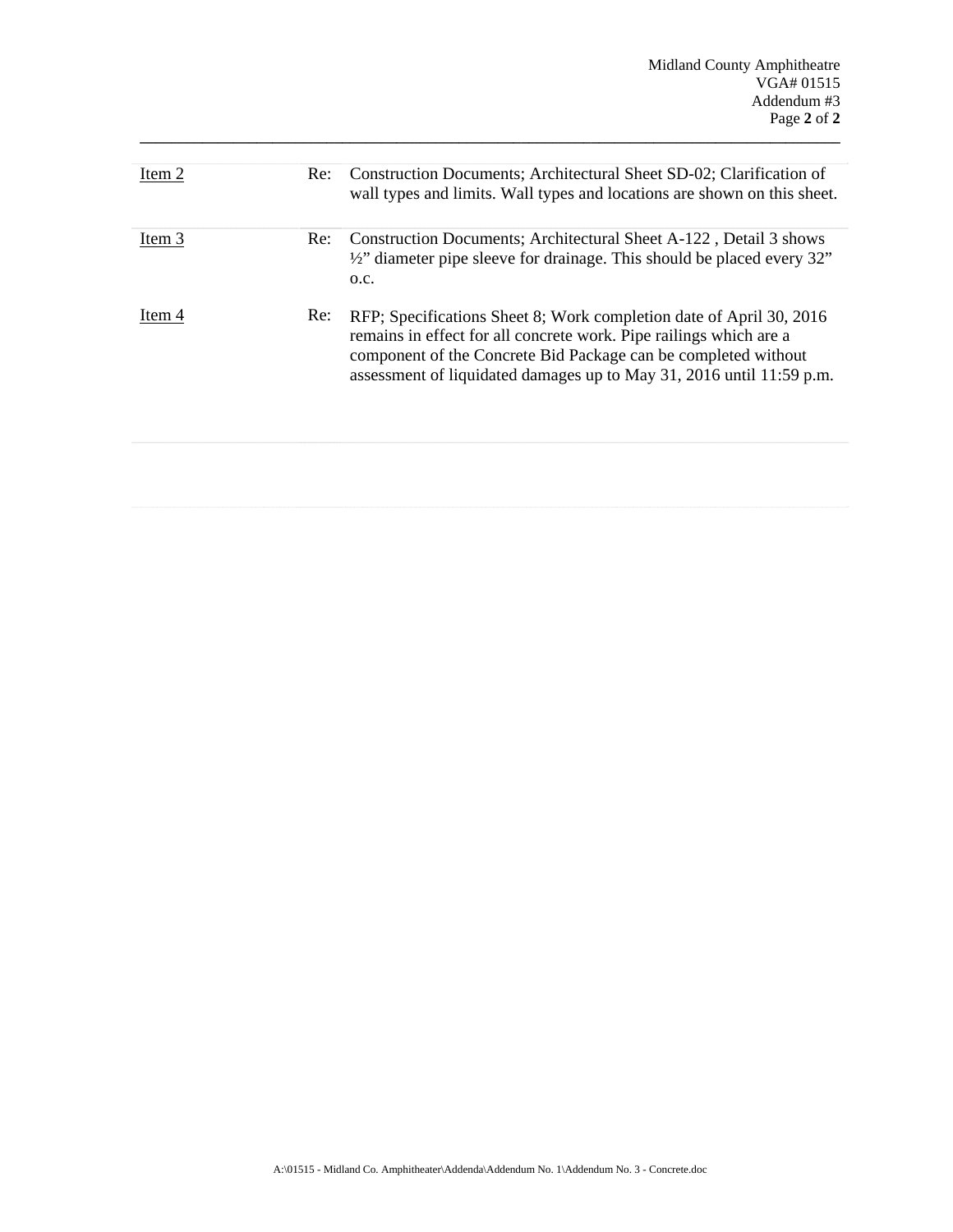| | | |
|---|---|---|
| Item 2 | Re: | Construction Documents; Architectural Sheet SD-02; Clarification of wall types and limits. Wall types and locations are shown on this sheet. |
| Item 3 | Re: | Construction Documents; Architectural Sheet A-122 , Detail 3 shows ½" diameter pipe sleeve for drainage. This should be placed every 32" o.c. |
| Item 4 | Re: | RFP; Specifications Sheet 8; Work completion date of April 30, 2016 remains in effect for all concrete work. Pipe railings which are a component of the Concrete Bid Package can be completed without assessment of liquidated damages up to May 31, 2016 until 11:59 p.m. |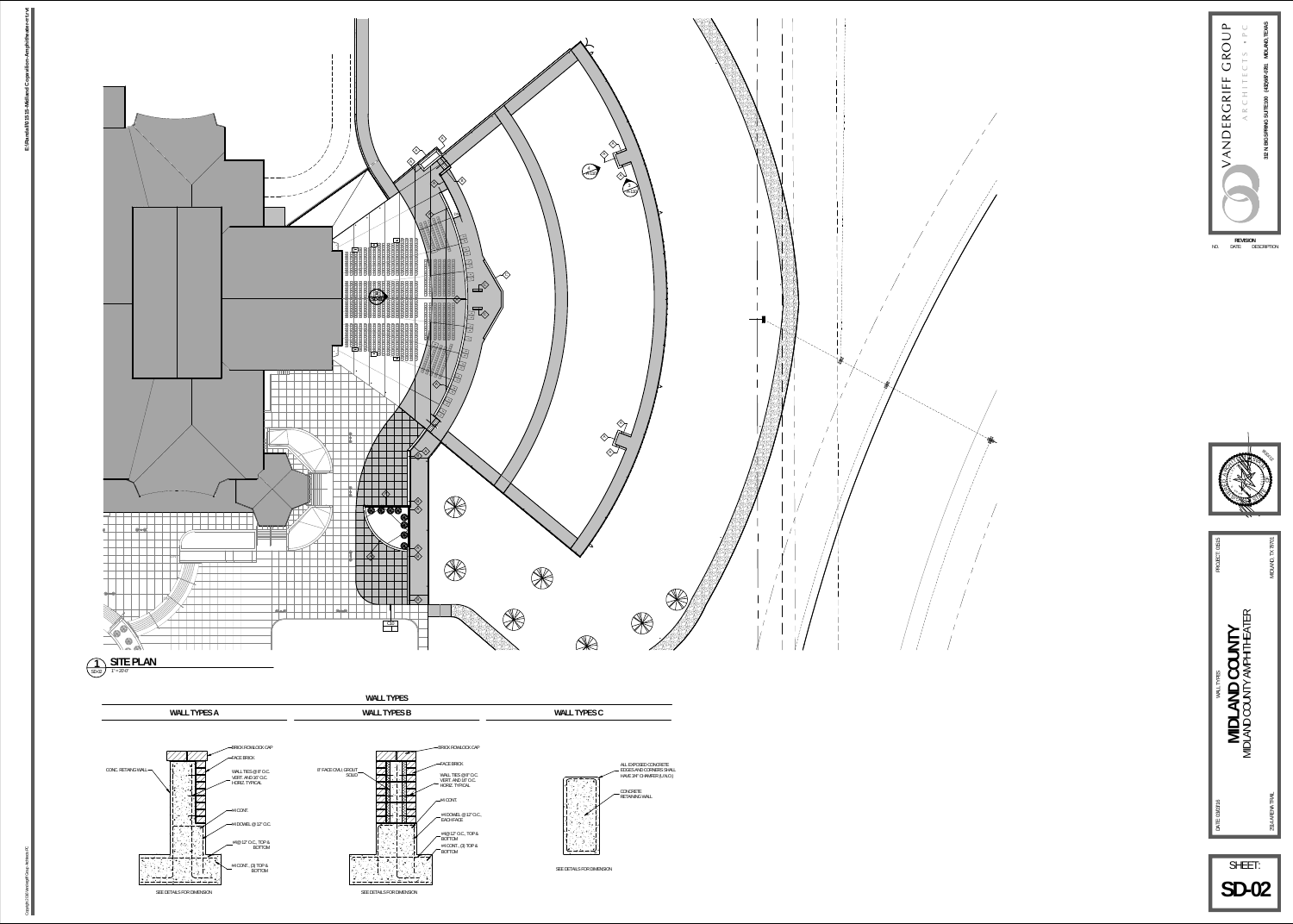E:\Revit\2016\1515-Midland County\1515-Midland County Amphitheater.rvt

## 1 SITE PLAN
SD-02

1" = 20'-0"

## WALL TYPES

### WALL TYPES A

CONC. RETAINING WALL

BRICK ROWLOCK CAP

FACE BRICK

WALL TIES @ 8" O.C. VERT. AND 16" O.C. HORIZ. TYPICAL

#4 CONT.

#4 DOWEL @ 12" O.C.

#4 @ 12" O.C., TOP & BOTTOM

#4 CONT., (3) TOP & BOTTOM

SEE DETAILS FOR DIMENSION

### WALL TYPES B

8" FACE CMU, GROUT SOLID

BRICK ROWLOCK CAP

FACE BRICK

WALL TIES @ 8" O.C. VERT. AND 16" O.C. HORIZ. TYPICAL

#4 CONT.

#4 DOWEL @ 12" O.C., EACH FACE

#4 @ 12" O.C., TOP & BOTTOM

#4 CONT., (3) TOP & BOTTOM

SEE DETAILS FOR DIMENSION

### WALL TYPES C

ALL EXPOSED CONCRETE EDGES AND CORNERS SHALL HAVE 3/4" CHAMFER (U.N.O.)

CONCRETE RETAINING WALL

SEE DETAILS FOR DIMENSION

VANDERGRIFF GROUP
ARCHITECTS • PC

312 N. BIG SPRING, SUITE 300 (432)687-0781 MIDLAND, TEXAS

REVISION

| NO. | DATE: | DESCRIPTION |
|---|---|---|

WALL TYPES

PROJECT: 1515

**MIDLAND COUNTY**
MIDLAND COUNTY AMPHITHEATER

DATE: 03/02/16

2514 ARENA TRAIL

MIDLAND, TX 79701

SHEET:
**SD-02**

Copyright © Vandergriff Group Architects PC